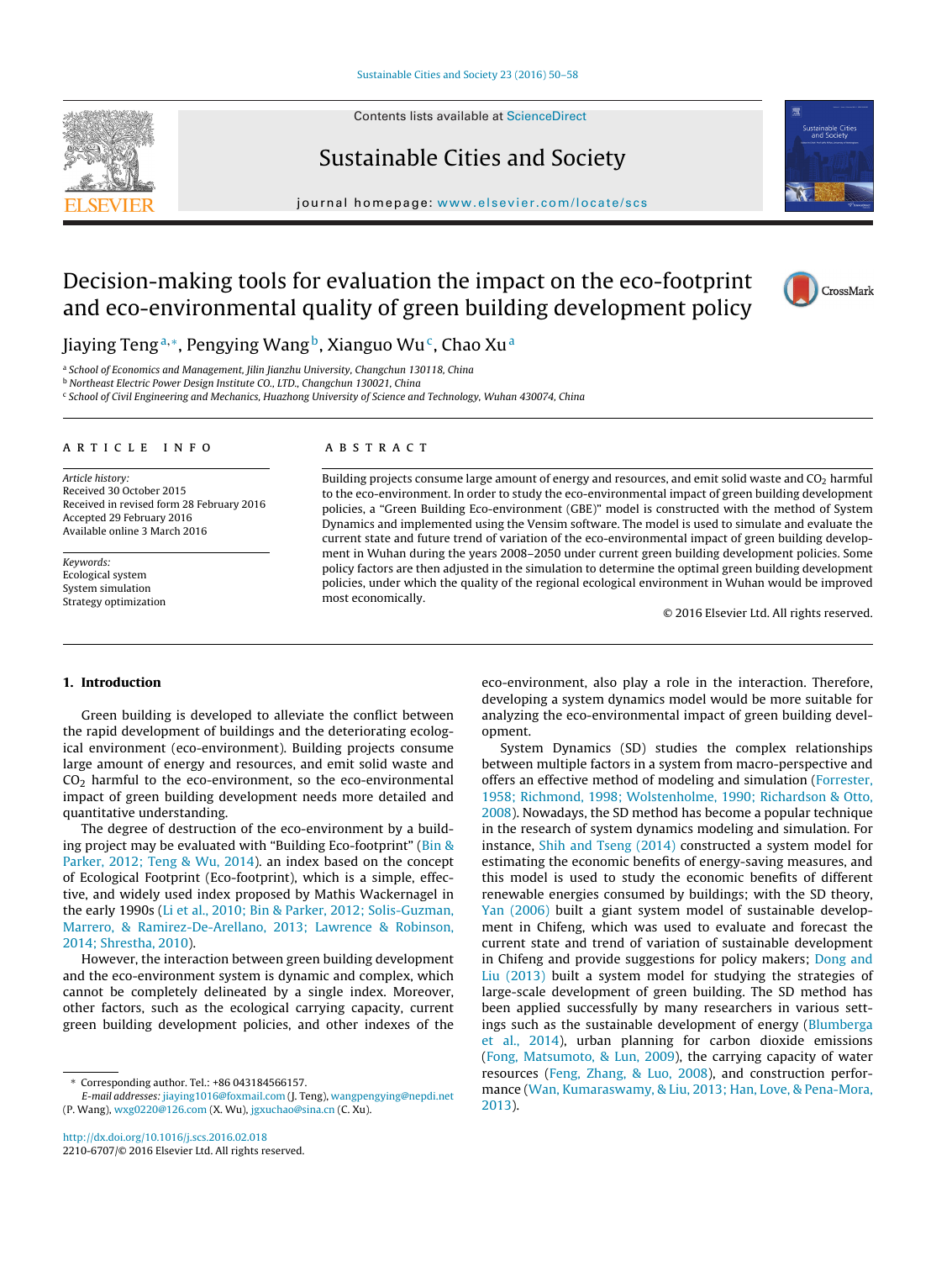# Decision-making tools for evaluation the impact on the eco-footprint and eco-environmental quality of green building development policy

Jiaying Teng[a,*], Pengying Wang[b], Xianguo Wu[c], Chao Xu[a]

[a] School of Economics and Management, Jilin Jianzhu University, Changchun 130118, China
[b] Northeast Electric Power Design Institute CO., LTD., Changchun 130021, China
[c] School of Civil Engineering and Mechanics, Huazhong University of Science and Technology, Wuhan 430074, China

**ARTICLE INFO**

*Article history:*
Received 30 October 2015
Received in revised form 28 February 2016
Accepted 29 February 2016
Available online 3 March 2016

*Keywords:*
Ecological system
System simulation
Strategy optimization

**ABSTRACT**

Building projects consume large amount of energy and resources, and emit solid waste and $CO_2$ harmful to the eco-environment. In order to study the eco-environmental impact of green building development policies, a "Green Building Eco-environment (GBE)" model is constructed with the method of System Dynamics and implemented using the Vensim software. The model is used to simulate and evaluate the current state and future trend of variation of the eco-environmental impact of green building development in Wuhan during the years 2008–2050 under current green building development policies. Some policy factors are then adjusted in the simulation to determine the optimal green building development policies, under which the quality of the regional ecological environment in Wuhan would be improved most economically.

© 2016 Elsevier Ltd. All rights reserved.

## 1. Introduction

Green building is developed to alleviate the conflict between the rapid development of buildings and the deteriorating ecological environment (eco-environment). Building projects consume large amount of energy and resources, and emit solid waste and $CO_2$ harmful to the eco-environment, so the eco-environmental impact of green building development needs more detailed and quantitative understanding.

The degree of destruction of the eco-environment by a building project may be evaluated with "Building Eco-footprint" (Bin & Parker, 2012; Teng & Wu, 2014). an index based on the concept of Ecological Footprint (Eco-footprint), which is a simple, effective, and widely used index proposed by Mathis Wackernagel in the early 1990s (Li et al., 2010; Bin & Parker, 2012; Solis-Guzman, Marrero, & Ramirez-De-Arellano, 2013; Lawrence & Robinson, 2014; Shrestha, 2010).

However, the interaction between green building development and the eco-environment system is dynamic and complex, which cannot be completely delineated by a single index. Moreover, other factors, such as the ecological carrying capacity, current green building development policies, and other indexes of the eco-environment, also play a role in the interaction. Therefore, developing a system dynamics model would be more suitable for analyzing the eco-environmental impact of green building development.

System Dynamics (SD) studies the complex relationships between multiple factors in a system from macro-perspective and offers an effective method of modeling and simulation (Forrester, 1958; Richmond, 1998; Wolstenholme, 1990; Richardson & Otto, 2008). Nowadays, the SD method has become a popular technique in the research of system dynamics modeling and simulation. For instance, Shih and Tseng (2014) constructed a system model for estimating the economic benefits of energy-saving measures, and this model is used to study the economic benefits of different renewable energies consumed by buildings; with the SD theory, Yan (2006) built a giant system model of sustainable development in Chifeng, which was used to evaluate and forecast the current state and trend of variation of sustainable development in Chifeng and provide suggestions for policy makers; Dong and Liu (2013) built a system model for studying the strategies of large-scale development of green building. The SD method has been applied successfully by many researchers in various settings such as the sustainable development of energy (Blumberga et al., 2014), urban planning for carbon dioxide emissions (Fong, Matsumoto, & Lun, 2009), the carrying capacity of water resources (Feng, Zhang, & Luo, 2008), and construction performance (Wan, Kumaraswamy, & Liu, 2013; Han, Love, & Pena-Mora, 2013).

\* Corresponding author. Tel.: +86 043184566157.
*E-mail addresses:* jiaying1016@foxmail.com (J. Teng), wangpengying@nepdi.net (P. Wang), wxg0220@126.com (X. Wu), jgxuchao@sina.cn (C. Xu).

http://dx.doi.org/10.1016/j.scs.2016.02.018
2210-6707/© 2016 Elsevier Ltd. All rights reserved.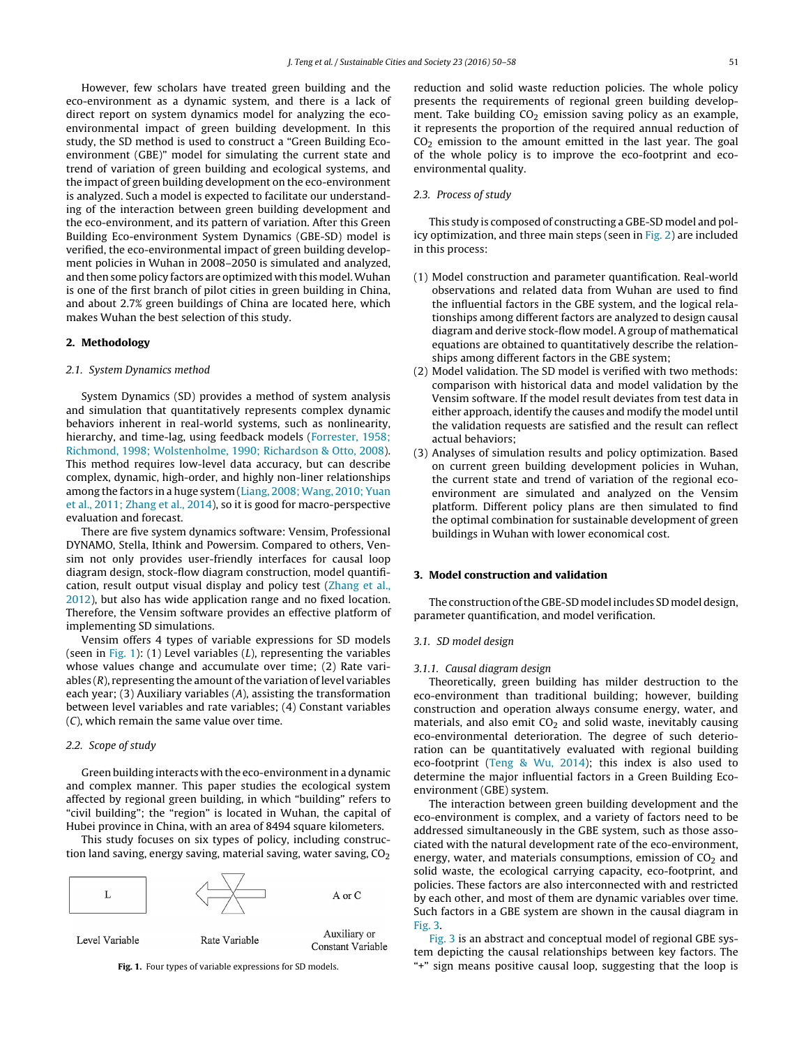However, few scholars have treated green building and the eco-environment as a dynamic system, and there is a lack of direct report on system dynamics model for analyzing the eco-environmental impact of green building development. In this study, the SD method is used to construct a "Green Building Eco-environment (GBE)" model for simulating the current state and trend of variation of green building and ecological systems, and the impact of green building development on the eco-environment is analyzed. Such a model is expected to facilitate our understanding of the interaction between green building development and the eco-environment, and its pattern of variation. After this Green Building Eco-environment System Dynamics (GBE-SD) model is verified, the eco-environmental impact of green building development policies in Wuhan in 2008–2050 is simulated and analyzed, and then some policy factors are optimized with this model. Wuhan is one of the first branch of pilot cities in green building in China, and about 2.7% green buildings of China are located here, which makes Wuhan the best selection of this study.

## 2. Methodology

### 2.1. System Dynamics method

System Dynamics (SD) provides a method of system analysis and simulation that quantitatively represents complex dynamic behaviors inherent in real-world systems, such as nonlinearity, hierarchy, and time-lag, using feedback models (Forrester, 1958; Richmond, 1998; Wolstenholme, 1990; Richardson & Otto, 2008). This method requires low-level data accuracy, but can describe complex, dynamic, high-order, and highly non-liner relationships among the factors in a huge system (Liang, 2008; Wang, 2010; Yuan et al., 2011; Zhang et al., 2014), so it is good for macro-perspective evaluation and forecast.

There are five system dynamics software: Vensim, Professional DYNAMO, Stella, Ithink and Powersim. Compared to others, Vensim not only provides user-friendly interfaces for causal loop diagram design, stock-flow diagram construction, model quantification, result output visual display and policy test (Zhang et al., 2012), but also has wide application range and no fixed location. Therefore, the Vensim software provides an effective platform of implementing SD simulations.

Vensim offers 4 types of variable expressions for SD models (seen in Fig. 1): (1) Level variables (*L*), representing the variables whose values change and accumulate over time; (2) Rate variables (*R*), representing the amount of the variation of level variables each year; (3) Auxiliary variables (*A*), assisting the transformation between level variables and rate variables; (4) Constant variables (*C*), which remain the same value over time.

### 2.2. Scope of study

Green building interacts with the eco-environment in a dynamic and complex manner. This paper studies the ecological system affected by regional green building, in which "building" refers to "civil building"; the "region" is located in Wuhan, the capital of Hubei province in China, with an area of 8494 square kilometers.

This study focuses on six types of policy, including construction land saving, energy saving, material saving, water saving, $CO_2$ reduction and solid waste reduction policies. The whole policy presents the requirements of regional green building development. Take building $CO_2$ emission saving policy as an example, it represents the proportion of the required annual reduction of $CO_2$ emission to the amount emitted in the last year. The goal of the whole policy is to improve the eco-footprint and eco-environmental quality.

L | Rate Variable | A or C

Level Variable | Rate Variable | Auxiliary or Constant Variable

**Fig. 1.** Four types of variable expressions for SD models.

### 2.3. Process of study

This study is composed of constructing a GBE-SD model and policy optimization, and three main steps (seen in Fig. 2) are included in this process:

(1) Model construction and parameter quantification. Real-world observations and related data from Wuhan are used to find the influential factors in the GBE system, and the logical relationships among different factors are analyzed to design causal diagram and derive stock-flow model. A group of mathematical equations are obtained to quantitatively describe the relationships among different factors in the GBE system;
(2) Model validation. The SD model is verified with two methods: comparison with historical data and model validation by the Vensim software. If the model result deviates from test data in either approach, identify the causes and modify the model until the validation requests are satisfied and the result can reflect actual behaviors;
(3) Analyses of simulation results and policy optimization. Based on current green building development policies in Wuhan, the current state and trend of variation of the regional eco-environment are simulated and analyzed on the Vensim platform. Different policy plans are then simulated to find the optimal combination for sustainable development of green buildings in Wuhan with lower economical cost.

## 3. Model construction and validation

The construction of the GBE-SD model includes SD model design, parameter quantification, and model verification.

### 3.1. SD model design

#### 3.1.1. Causal diagram design

Theoretically, green building has milder destruction to the eco-environment than traditional building; however, building construction and operation always consume energy, water, and materials, and also emit $CO_2$ and solid waste, inevitably causing eco-environmental deterioration. The degree of such deterioration can be quantitatively evaluated with regional building eco-footprint (Teng & Wu, 2014); this index is also used to determine the major influential factors in a Green Building Eco-environment (GBE) system.

The interaction between green building development and the eco-environment is complex, and a variety of factors need to be addressed simultaneously in the GBE system, such as those associated with the natural development rate of the eco-environment, energy, water, and materials consumptions, emission of $CO_2$ and solid waste, the ecological carrying capacity, eco-footprint, and policies. These factors are also interconnected with and restricted by each other, and most of them are dynamic variables over time. Such factors in a GBE system are shown in the causal diagram in Fig. 3.

Fig. 3 is an abstract and conceptual model of regional GBE system depicting the causal relationships between key factors. The "+" sign means positive causal loop, suggesting that the loop is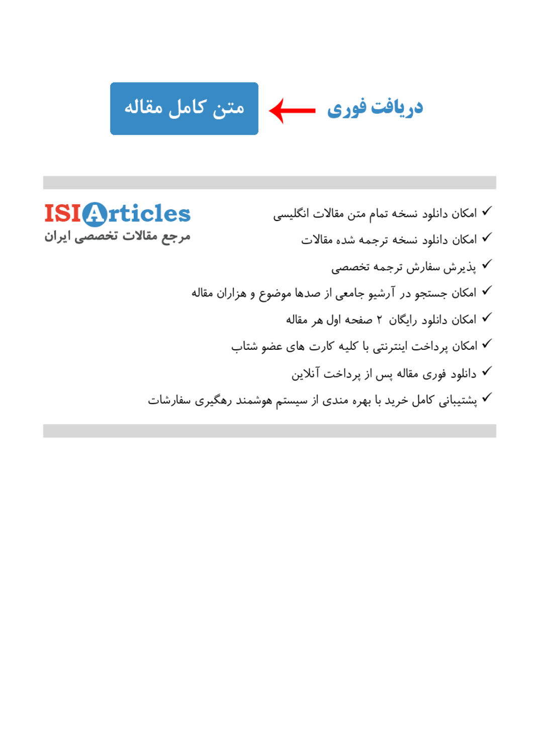دریافت فوری ← متن کامل مقاله

**ISIArticles**
مرجع مقالات تخصصی ایران

- ✓ امکان دانلود نسخه تمام متن مقالات انگلیسی
- ✓ امکان دانلود نسخه ترجمه شده مقالات
- ✓ پذیرش سفارش ترجمه تخصصی
- ✓ امکان جستجو در آرشیو جامعی از صدها موضوع و هزاران مقاله
- ✓ امکان دانلود رایگان ۲ صفحه اول هر مقاله
- ✓ امکان پرداخت اینترنتی با کلیه کارت های عضو شتاب
- ✓ دانلود فوری مقاله پس از پرداخت آنلاین
- ✓ پشتیبانی کامل خرید با بهره مندی از سیستم هوشمند رهگیری سفارشات